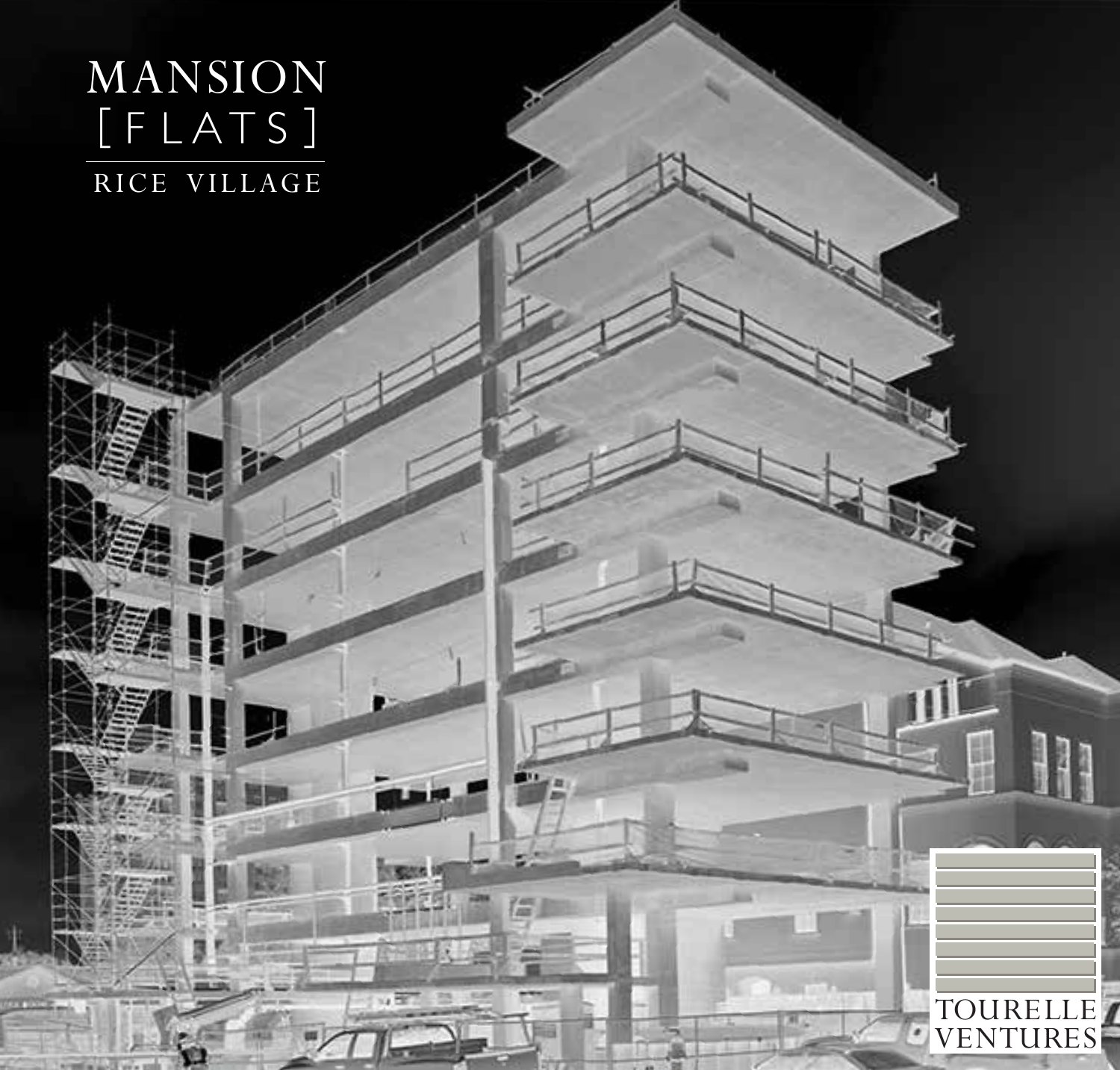# MANSION [FLATS]

RICE VILLAGE

TOURELLE VENTURES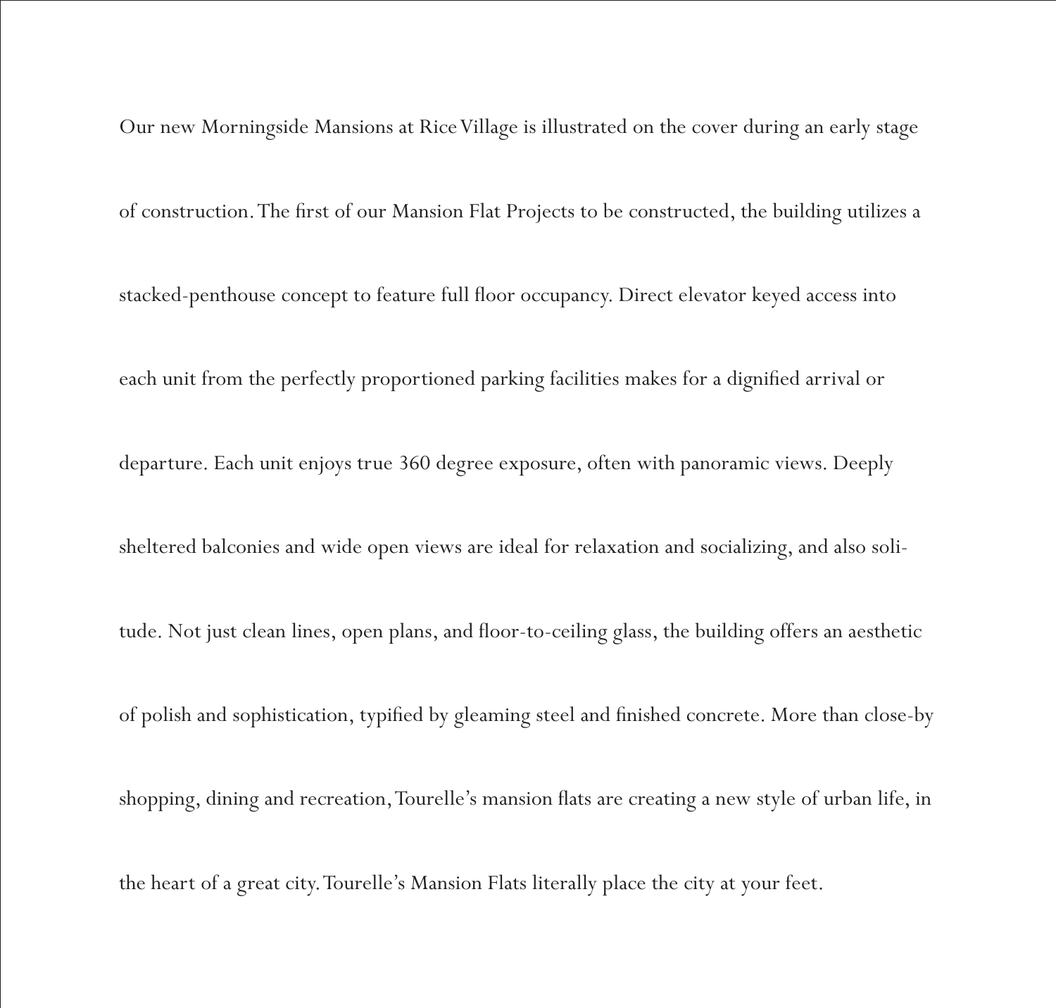Our new Morningside Mansions at Rice Village is illustrated on the cover during an early stage of construction. The first of our Mansion Flat Projects to be constructed, the building utilizes a stacked-penthouse concept to feature full floor occupancy. Direct elevator keyed access into each unit from the perfectly proportioned parking facilities makes for a dignified arrival or departure. Each unit enjoys true 360 degree exposure, often with panoramic views. Deeply sheltered balconies and wide open views are ideal for relaxation and socializing, and also solitude. Not just clean lines, open plans, and floor-to-ceiling glass, the building offers an aesthetic of polish and sophistication, typified by gleaming steel and finished concrete. More than close-by shopping, dining and recreation, Tourelle's mansion flats are creating a new style of urban life, in the heart of a great city. Tourelle's Mansion Flats literally place the city at your feet.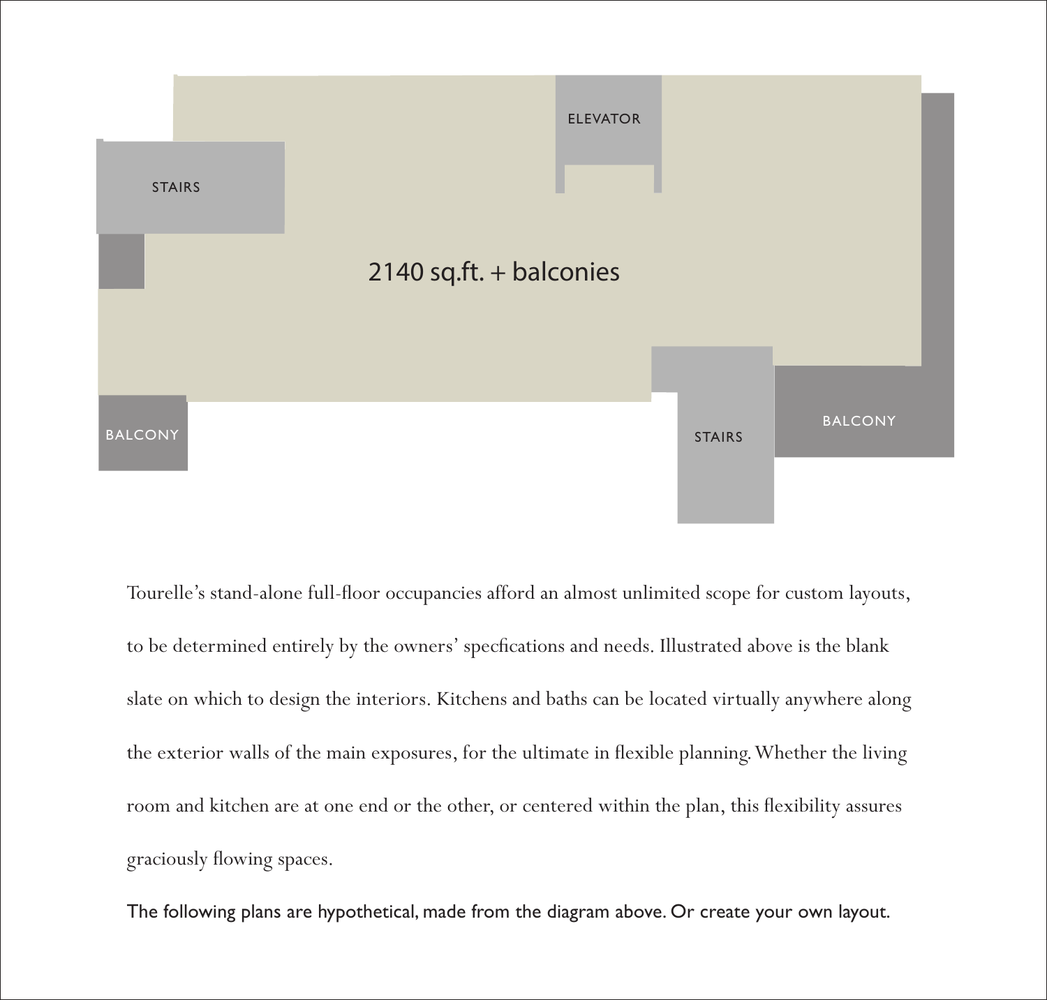ELEVATOR

STAIRS

2140 sq.ft. + balconies

BALCONY

STAIRS

BALCONY

Tourelle's stand-alone full-floor occupancies afford an almost unlimited scope for custom layouts, to be determined entirely by the owners' specfications and needs. Illustrated above is the blank slate on which to design the interiors. Kitchens and baths can be located virtually anywhere along the exterior walls of the main exposures, for the ultimate in flexible planning. Whether the living room and kitchen are at one end or the other, or centered within the plan, this flexibility assures graciously flowing spaces.

The following plans are hypothetical, made from the diagram above. Or create your own layout.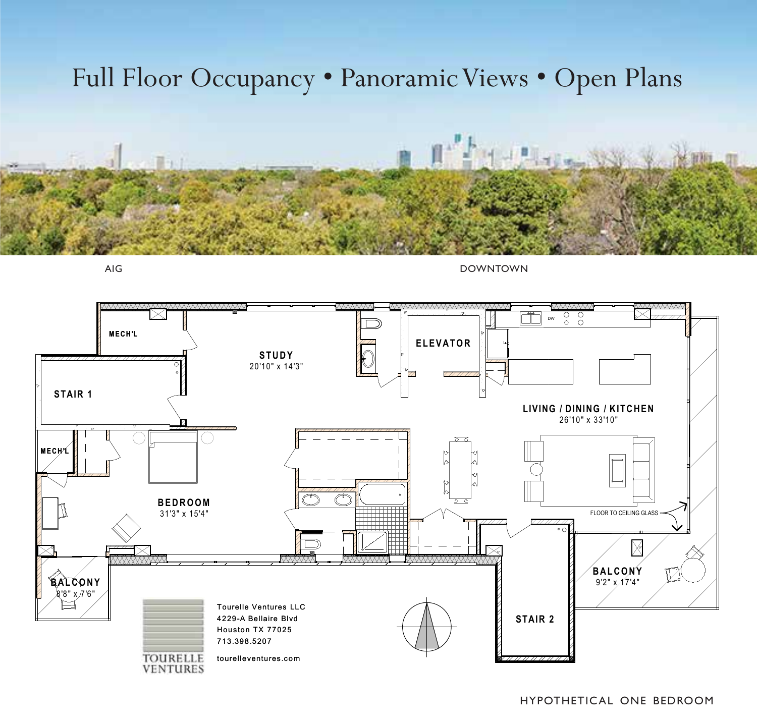# Full Floor Occupancy • Panoramic Views • Open Plans

AIG

DOWNTOWN

MECH'L

STUDY
20'10" x 14'3"

ELEVATOR

STAIR 1

LIVING / DINING / KITCHEN
26'10" x 33'10"

MECH'L

BEDROOM
31'3" x 15'4"

FLOOR TO CEILING GLASS

BALCONY
8'8" x 7'6"

BALCONY
9'2" x 17'4"

STAIR 2

TOURELLE VENTURES

Tourelle Ventures LLC
4229-A Bellaire Blvd
Houston TX 77025
713.398.5207

tourelleventures.com

HYPOTHETICAL ONE BEDROOM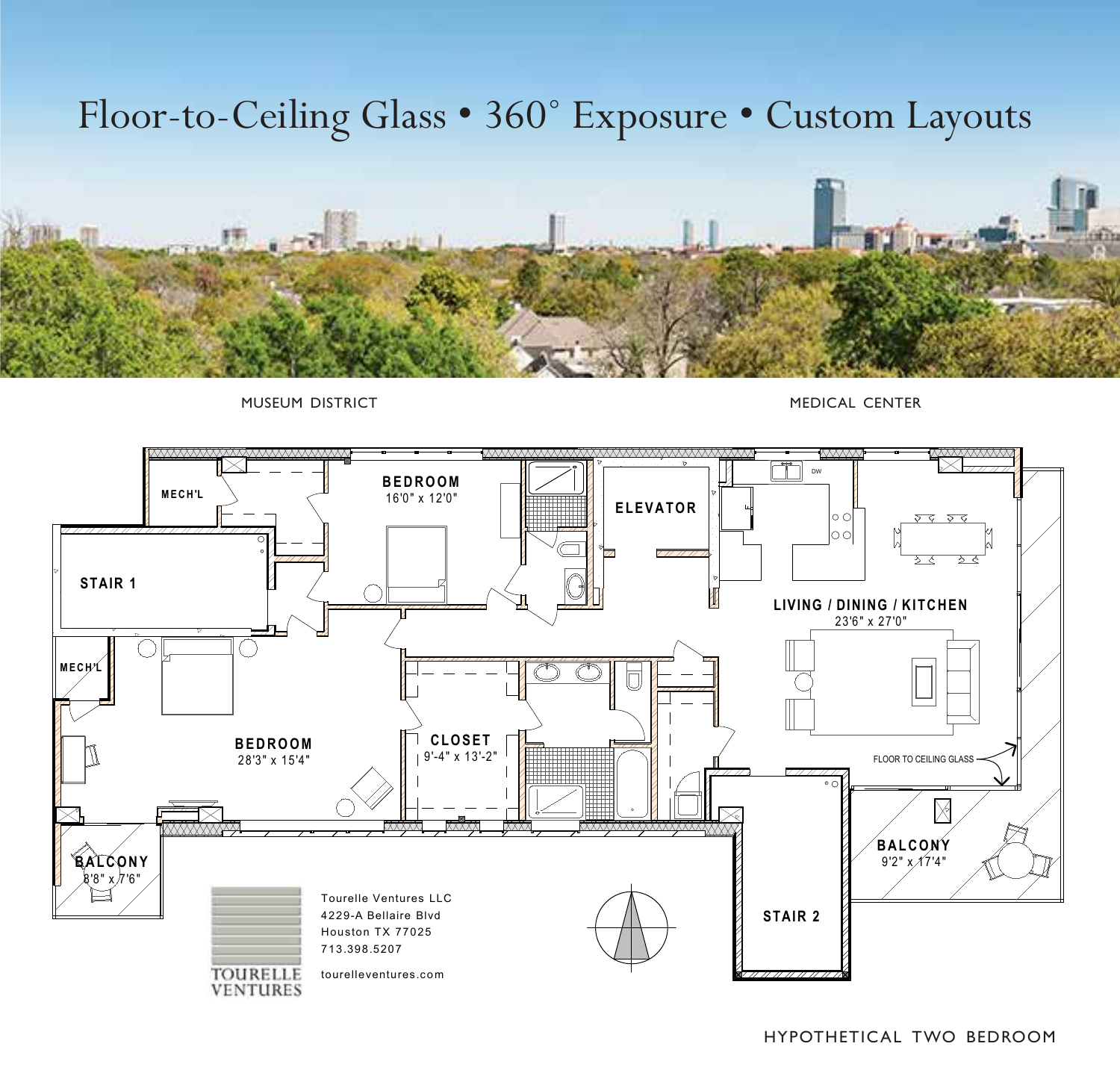# Floor-to-Ceiling Glass • 360° Exposure • Custom Layouts

MUSEUM DISTRICT

MEDICAL CENTER

MECH'L

BEDROOM
16'0" x 12'0"

ELEVATOR

STAIR 1

LIVING / DINING / KITCHEN
23'6" x 27'0"

MECH'L

BEDROOM
28'3" x 15'4"

CLOSET
9'-4" x 13'-2"

FLOOR TO CEILING GLASS

BALCONY
8'8" x 7'6"

BALCONY
9'2" x 17'4"

STAIR 2

TOURELLE VENTURES

Tourelle Ventures LLC
4229-A Bellaire Blvd
Houston TX 77025
713.398.5207

tourelleventures.com

HYPOTHETICAL TWO BEDROOM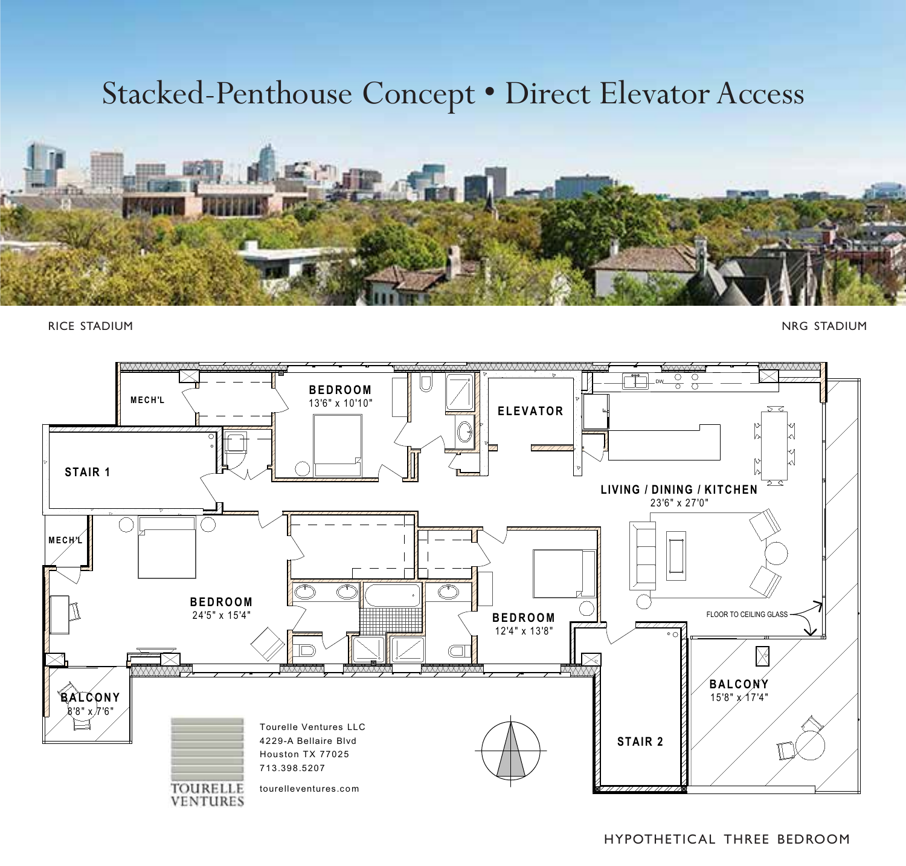# Stacked-Penthouse Concept • Direct Elevator Access

RICE STADIUM

NRG STADIUM

MECH'L

BEDROOM
13'6" x 10'10"

ELEVATOR

STAIR 1

LIVING / DINING / KITCHEN
23'6" x 27'0"

MECH'L

BEDROOM
24'5" x 15'4"

BEDROOM
12'4" x 13'8"

FLOOR TO CEILING GLASS

BALCONY
8'8" x 7'6"

BALCONY
15'8" x 17'4"

STAIR 2

TOURELLE VENTURES

Tourelle Ventures LLC
4229-A Bellaire Blvd
Houston TX 77025
713.398.5207

tourelleventures.com

HYPOTHETICAL THREE BEDROOM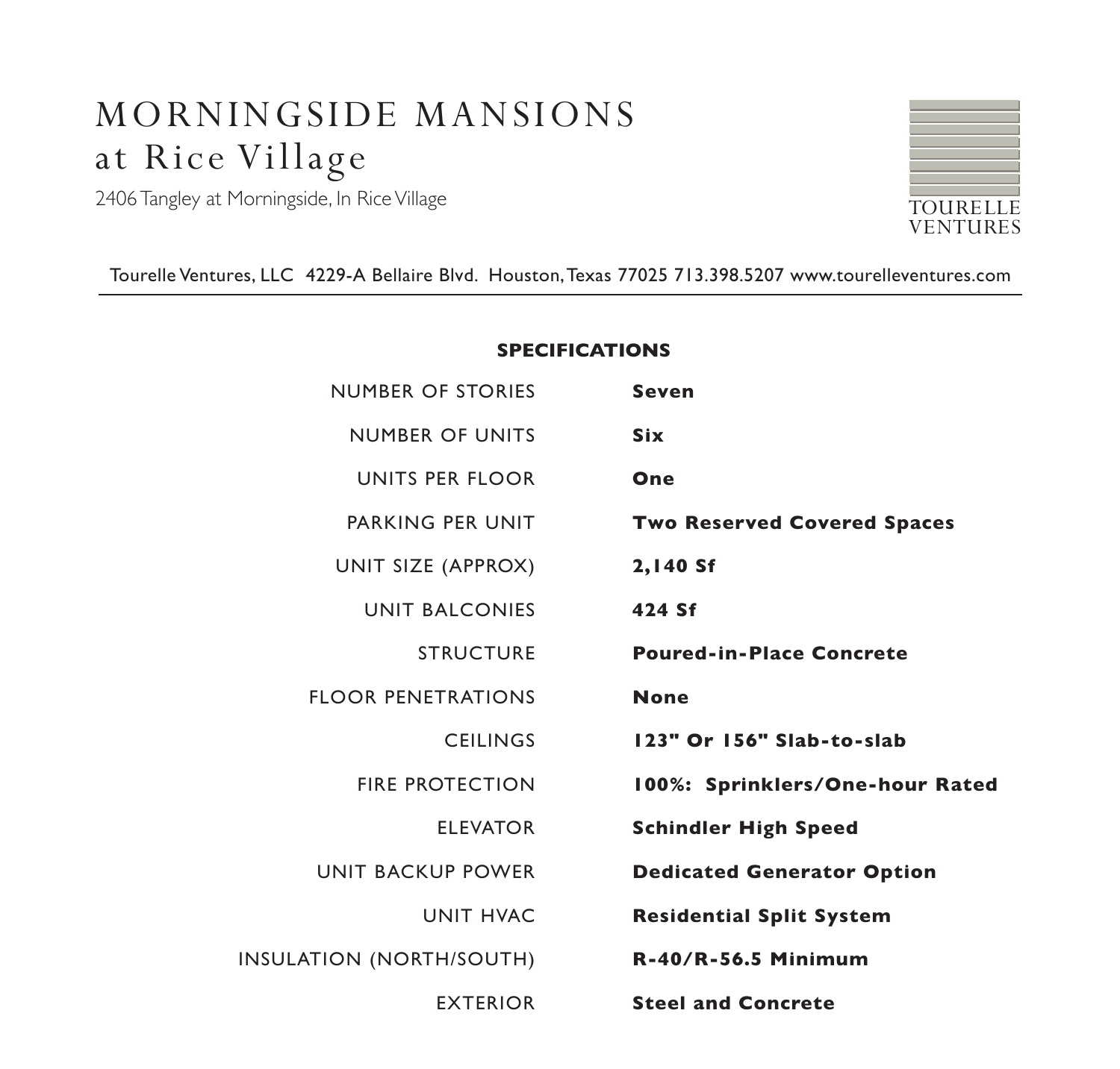# MORNINGSIDE MANSIONS
## at Rice Village

2406 Tangley at Morningside, In Rice Village

TOURELLE VENTURES

Tourelle Ventures, LLC 4229-A Bellaire Blvd. Houston, Texas 77025 713.398.5207 www.tourelleventures.com

---

**SPECIFICATIONS**

| | |
|---|---|
| NUMBER OF STORIES | **Seven** |
| NUMBER OF UNITS | **Six** |
| UNITS PER FLOOR | **One** |
| PARKING PER UNIT | **Two Reserved Covered Spaces** |
| UNIT SIZE (APPROX) | **2,140 Sf** |
| UNIT BALCONIES | **424 Sf** |
| STRUCTURE | **Poured-in-Place Concrete** |
| FLOOR PENETRATIONS | **None** |
| CEILINGS | **123" Or 156" Slab-to-slab** |
| FIRE PROTECTION | **100%: Sprinklers/One-hour Rated** |
| ELEVATOR | **Schindler High Speed** |
| UNIT BACKUP POWER | **Dedicated Generator Option** |
| UNIT HVAC | **Residential Split System** |
| INSULATION (NORTH/SOUTH) | **R-40/R-56.5 Minimum** |
| EXTERIOR | **Steel and Concrete** |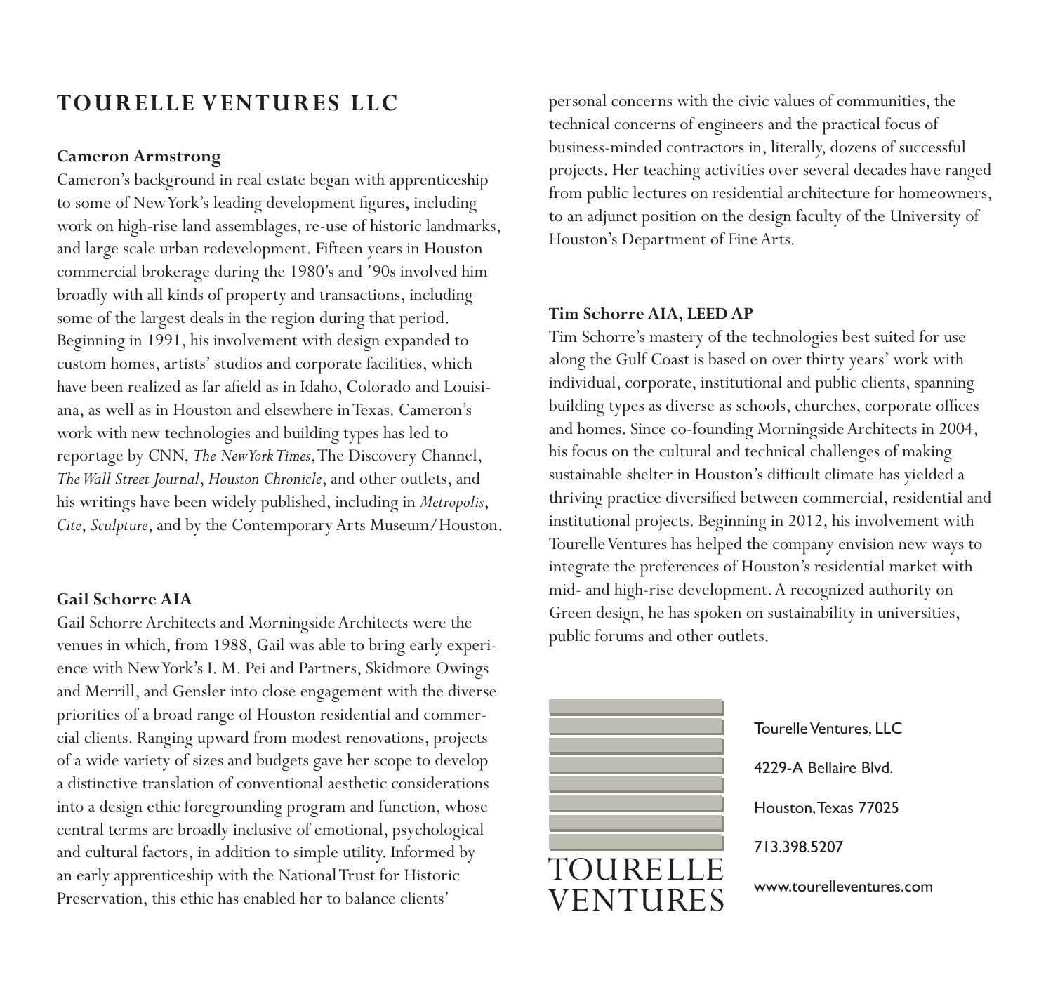## TOURELLE VENTURES LLC

**Cameron Armstrong**

Cameron's background in real estate began with apprenticeship to some of New York's leading development figures, including work on high-rise land assemblages, re-use of historic landmarks, and large scale urban redevelopment. Fifteen years in Houston commercial brokerage during the 1980's and '90s involved him broadly with all kinds of property and transactions, including some of the largest deals in the region during that period. Beginning in 1991, his involvement with design expanded to custom homes, artists' studios and corporate facilities, which have been realized as far afield as in Idaho, Colorado and Louisiana, as well as in Houston and elsewhere in Texas. Cameron's work with new technologies and building types has led to reportage by CNN, *The New York Times*, The Discovery Channel, *The Wall Street Journal*, *Houston Chronicle*, and other outlets, and his writings have been widely published, including in *Metropolis*, *Cite*, *Sculpture*, and by the Contemporary Arts Museum/Houston.

**Gail Schorre AIA**

Gail Schorre Architects and Morningside Architects were the venues in which, from 1988, Gail was able to bring early experience with New York's I. M. Pei and Partners, Skidmore Owings and Merrill, and Gensler into close engagement with the diverse priorities of a broad range of Houston residential and commercial clients. Ranging upward from modest renovations, projects of a wide variety of sizes and budgets gave her scope to develop a distinctive translation of conventional aesthetic considerations into a design ethic foregrounding program and function, whose central terms are broadly inclusive of emotional, psychological and cultural factors, in addition to simple utility. Informed by an early apprenticeship with the National Trust for Historic Preservation, this ethic has enabled her to balance clients' personal concerns with the civic values of communities, the technical concerns of engineers and the practical focus of business-minded contractors in, literally, dozens of successful projects. Her teaching activities over several decades have ranged from public lectures on residential architecture for homeowners, to an adjunct position on the design faculty of the University of Houston's Department of Fine Arts.

**Tim Schorre AIA, LEED AP**

Tim Schorre's mastery of the technologies best suited for use along the Gulf Coast is based on over thirty years' work with individual, corporate, institutional and public clients, spanning building types as diverse as schools, churches, corporate offices and homes. Since co-founding Morningside Architects in 2004, his focus on the cultural and technical challenges of making sustainable shelter in Houston's difficult climate has yielded a thriving practice diversified between commercial, residential and institutional projects. Beginning in 2012, his involvement with Tourelle Ventures has helped the company envision new ways to integrate the preferences of Houston's residential market with mid- and high-rise development. A recognized authority on Green design, he has spoken on sustainability in universities, public forums and other outlets.

TOURELLE VENTURES

Tourelle Ventures, LLC

4229-A Bellaire Blvd.

Houston, Texas 77025

713.398.5207

www.tourelleventures.com